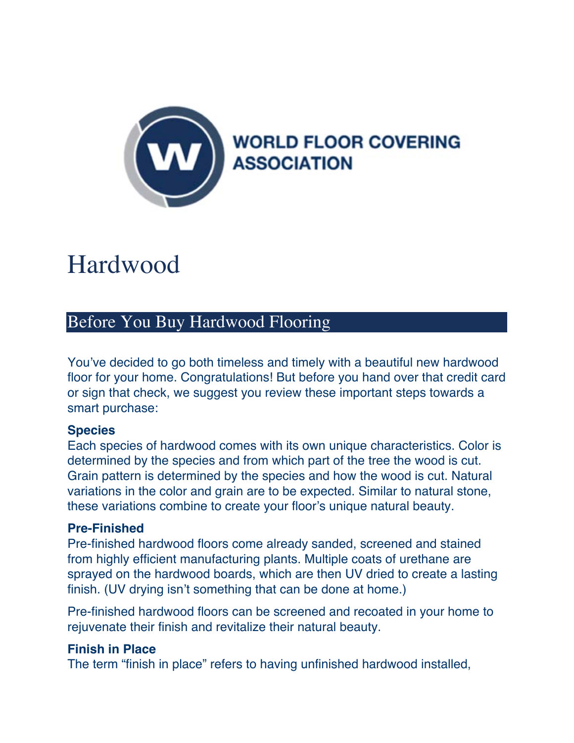**WORLD FLOOR COVERING ASSOCIATION**

# Hardwood

## Before You Buy Hardwood Flooring

You've decided to go both timeless and timely with a beautiful new hardwood floor for your home. Congratulations! But before you hand over that credit card or sign that check, we suggest you review these important steps towards a smart purchase:

**Species**
Each species of hardwood comes with its own unique characteristics. Color is determined by the species and from which part of the tree the wood is cut. Grain pattern is determined by the species and how the wood is cut. Natural variations in the color and grain are to be expected. Similar to natural stone, these variations combine to create your floor's unique natural beauty.

**Pre-Finished**
Pre-finished hardwood floors come already sanded, screened and stained from highly efficient manufacturing plants. Multiple coats of urethane are sprayed on the hardwood boards, which are then UV dried to create a lasting finish. (UV drying isn't something that can be done at home.)

Pre-finished hardwood floors can be screened and recoated in your home to rejuvenate their finish and revitalize their natural beauty.

**Finish in Place**
The term "finish in place" refers to having unfinished hardwood installed,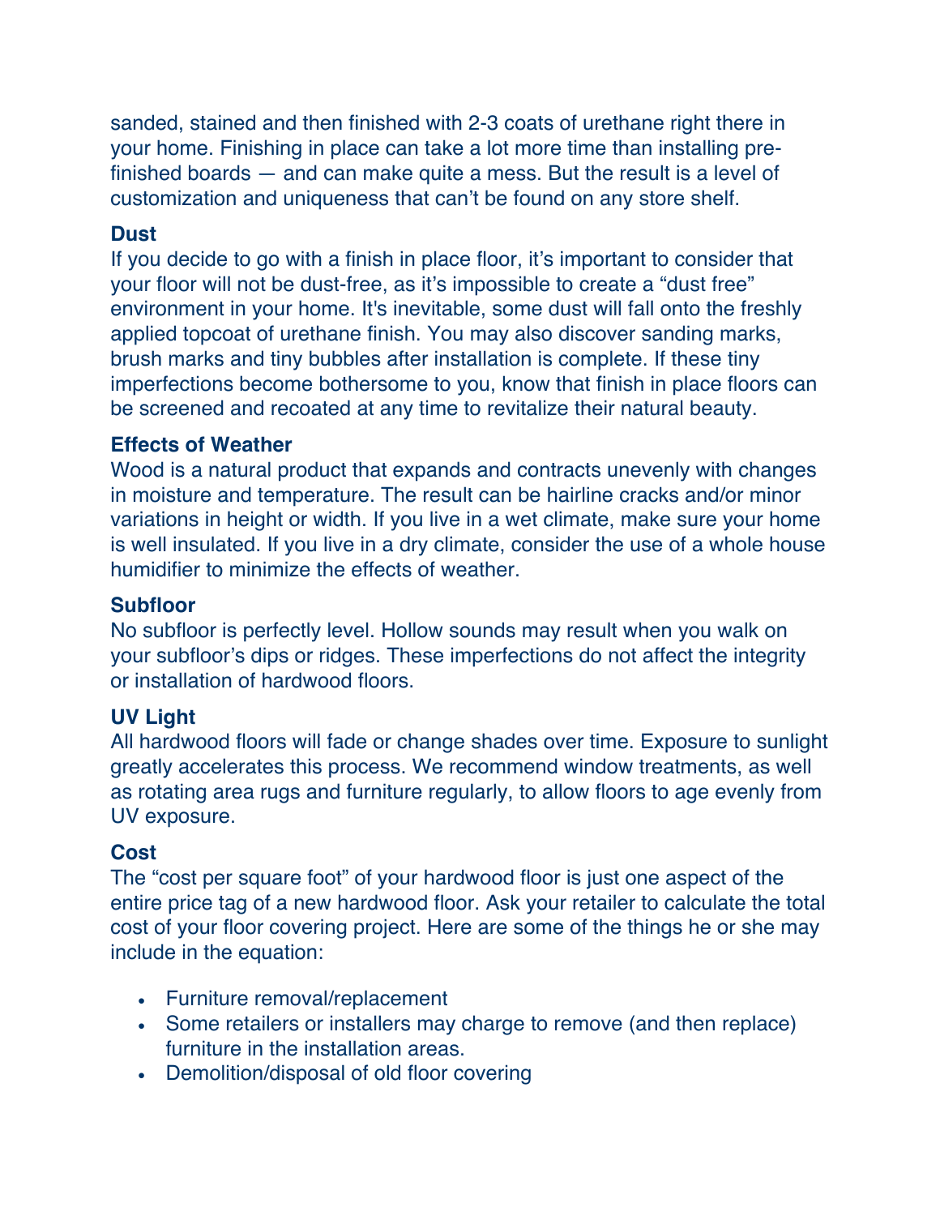sanded, stained and then finished with 2-3 coats of urethane right there in your home. Finishing in place can take a lot more time than installing pre-finished boards — and can make quite a mess. But the result is a level of customization and uniqueness that can't be found on any store shelf.

### Dust

If you decide to go with a finish in place floor, it's important to consider that your floor will not be dust-free, as it's impossible to create a "dust free" environment in your home. It's inevitable, some dust will fall onto the freshly applied topcoat of urethane finish. You may also discover sanding marks, brush marks and tiny bubbles after installation is complete. If these tiny imperfections become bothersome to you, know that finish in place floors can be screened and recoated at any time to revitalize their natural beauty.

### Effects of Weather

Wood is a natural product that expands and contracts unevenly with changes in moisture and temperature. The result can be hairline cracks and/or minor variations in height or width. If you live in a wet climate, make sure your home is well insulated. If you live in a dry climate, consider the use of a whole house humidifier to minimize the effects of weather.

### Subfloor

No subfloor is perfectly level. Hollow sounds may result when you walk on your subfloor's dips or ridges. These imperfections do not affect the integrity or installation of hardwood floors.

### UV Light

All hardwood floors will fade or change shades over time. Exposure to sunlight greatly accelerates this process. We recommend window treatments, as well as rotating area rugs and furniture regularly, to allow floors to age evenly from UV exposure.

### Cost

The "cost per square foot" of your hardwood floor is just one aspect of the entire price tag of a new hardwood floor. Ask your retailer to calculate the total cost of your floor covering project. Here are some of the things he or she may include in the equation:

- Furniture removal/replacement
- Some retailers or installers may charge to remove (and then replace) furniture in the installation areas.
- Demolition/disposal of old floor covering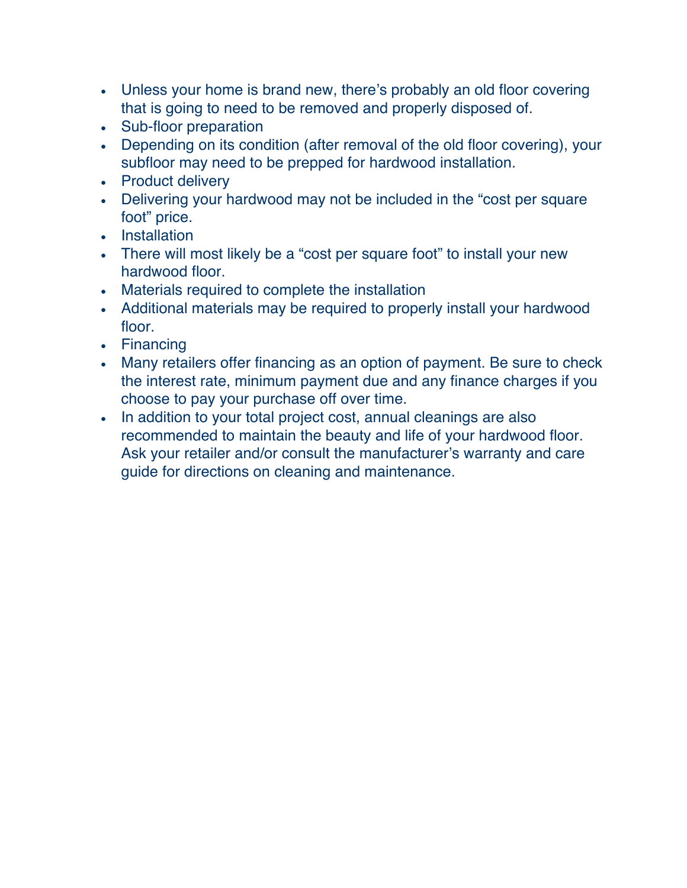- Unless your home is brand new, there's probably an old floor covering that is going to need to be removed and properly disposed of.
- Sub-floor preparation
- Depending on its condition (after removal of the old floor covering), your subfloor may need to be prepped for hardwood installation.
- Product delivery
- Delivering your hardwood may not be included in the "cost per square foot" price.
- Installation
- There will most likely be a "cost per square foot" to install your new hardwood floor.
- Materials required to complete the installation
- Additional materials may be required to properly install your hardwood floor.
- Financing
- Many retailers offer financing as an option of payment. Be sure to check the interest rate, minimum payment due and any finance charges if you choose to pay your purchase off over time.
- In addition to your total project cost, annual cleanings are also recommended to maintain the beauty and life of your hardwood floor. Ask your retailer and/or consult the manufacturer's warranty and care guide for directions on cleaning and maintenance.